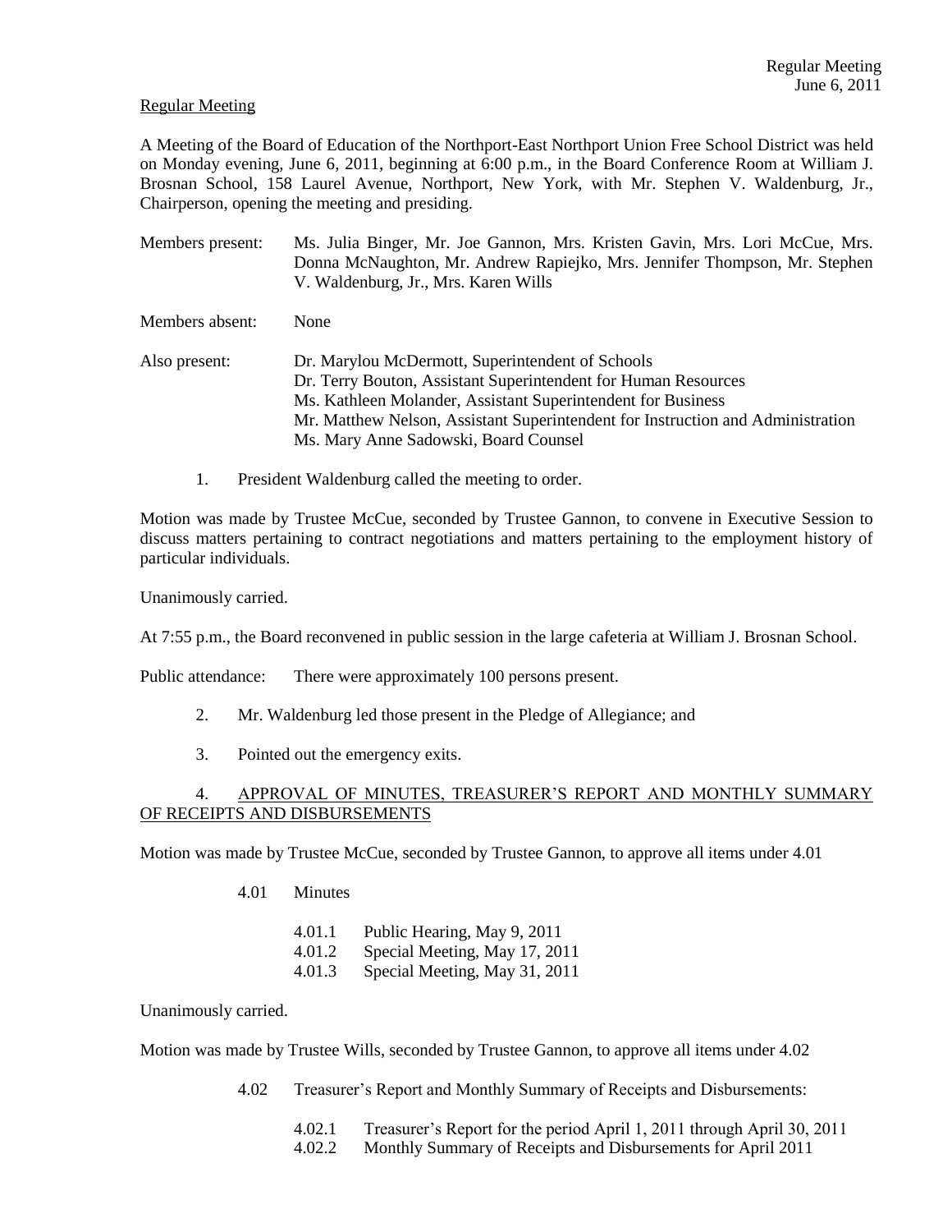Regular Meeting

A Meeting of the Board of Education of the Northport-East Northport Union Free School District was held on Monday evening, June 6, 2011, beginning at 6:00 p.m., in the Board Conference Room at William J. Brosnan School, 158 Laurel Avenue, Northport, New York, with Mr. Stephen V. Waldenburg, Jr., Chairperson, opening the meeting and presiding.

| | |
|---|---|
| Members present: | Ms. Julia Binger, Mr. Joe Gannon, Mrs. Kristen Gavin, Mrs. Lori McCue, Mrs. Donna McNaughton, Mr. Andrew Rapiejko, Mrs. Jennifer Thompson, Mr. Stephen V. Waldenburg, Jr., Mrs. Karen Wills |
| Members absent: | None |
| Also present: | Dr. Marylou McDermott, Superintendent of Schools<br>Dr. Terry Bouton, Assistant Superintendent for Human Resources<br>Ms. Kathleen Molander, Assistant Superintendent for Business<br>Mr. Matthew Nelson, Assistant Superintendent for Instruction and Administration<br>Ms. Mary Anne Sadowski, Board Counsel |

1. President Waldenburg called the meeting to order.

Motion was made by Trustee McCue, seconded by Trustee Gannon, to convene in Executive Session to discuss matters pertaining to contract negotiations and matters pertaining to the employment history of particular individuals.

Unanimously carried.

At 7:55 p.m., the Board reconvened in public session in the large cafeteria at William J. Brosnan School.

Public attendance: There were approximately 100 persons present.

2. Mr. Waldenburg led those present in the Pledge of Allegiance; and

3. Pointed out the emergency exits.

4. APPROVAL OF MINUTES, TREASURER'S REPORT AND MONTHLY SUMMARY OF RECEIPTS AND DISBURSEMENTS

Motion was made by Trustee McCue, seconded by Trustee Gannon, to approve all items under 4.01

4.01 Minutes

- 4.01.1 Public Hearing, May 9, 2011
- 4.01.2 Special Meeting, May 17, 2011
- 4.01.3 Special Meeting, May 31, 2011

Unanimously carried.

Motion was made by Trustee Wills, seconded by Trustee Gannon, to approve all items under 4.02

4.02 Treasurer's Report and Monthly Summary of Receipts and Disbursements:

- 4.02.1 Treasurer's Report for the period April 1, 2011 through April 30, 2011
- 4.02.2 Monthly Summary of Receipts and Disbursements for April 2011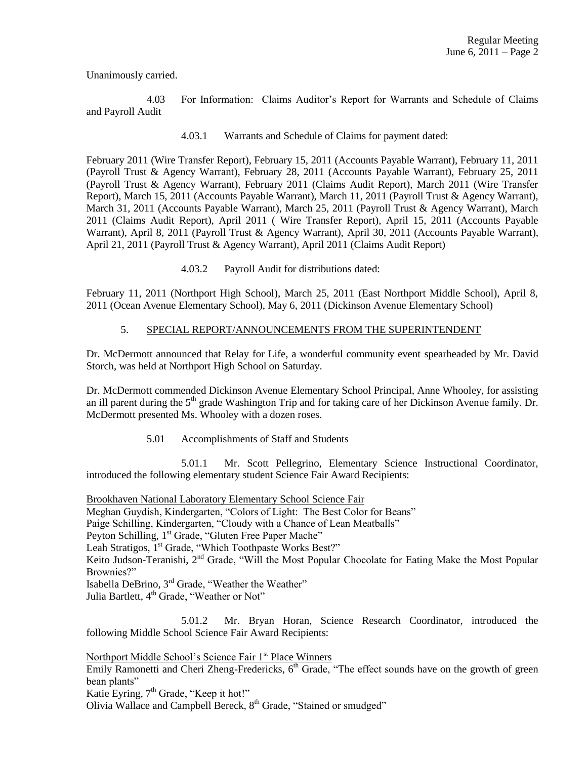Unanimously carried.

4.03 For Information: Claims Auditor's Report for Warrants and Schedule of Claims and Payroll Audit

4.03.1 Warrants and Schedule of Claims for payment dated:

February 2011 (Wire Transfer Report), February 15, 2011 (Accounts Payable Warrant), February 11, 2011 (Payroll Trust & Agency Warrant), February 28, 2011 (Accounts Payable Warrant), February 25, 2011 (Payroll Trust & Agency Warrant), February 2011 (Claims Audit Report), March 2011 (Wire Transfer Report), March 15, 2011 (Accounts Payable Warrant), March 11, 2011 (Payroll Trust & Agency Warrant), March 31, 2011 (Accounts Payable Warrant), March 25, 2011 (Payroll Trust & Agency Warrant), March 2011 (Claims Audit Report), April 2011 ( Wire Transfer Report), April 15, 2011 (Accounts Payable Warrant), April 8, 2011 (Payroll Trust & Agency Warrant), April 30, 2011 (Accounts Payable Warrant), April 21, 2011 (Payroll Trust & Agency Warrant), April 2011 (Claims Audit Report)

4.03.2 Payroll Audit for distributions dated:

February 11, 2011 (Northport High School), March 25, 2011 (East Northport Middle School), April 8, 2011 (Ocean Avenue Elementary School), May 6, 2011 (Dickinson Avenue Elementary School)

5. SPECIAL REPORT/ANNOUNCEMENTS FROM THE SUPERINTENDENT

Dr. McDermott announced that Relay for Life, a wonderful community event spearheaded by Mr. David Storch, was held at Northport High School on Saturday.

Dr. McDermott commended Dickinson Avenue Elementary School Principal, Anne Whooley, for assisting an ill parent during the 5th grade Washington Trip and for taking care of her Dickinson Avenue family. Dr. McDermott presented Ms. Whooley with a dozen roses.

5.01 Accomplishments of Staff and Students

5.01.1 Mr. Scott Pellegrino, Elementary Science Instructional Coordinator, introduced the following elementary student Science Fair Award Recipients:

Brookhaven National Laboratory Elementary School Science Fair
Meghan Guydish, Kindergarten, "Colors of Light: The Best Color for Beans"
Paige Schilling, Kindergarten, "Cloudy with a Chance of Lean Meatballs"
Peyton Schilling, 1st Grade, "Gluten Free Paper Mache"
Leah Stratigos, 1st Grade, "Which Toothpaste Works Best?"
Keito Judson-Teranishi, 2nd Grade, "Will the Most Popular Chocolate for Eating Make the Most Popular Brownies?"
Isabella DeBrino, 3rd Grade, "Weather the Weather"
Julia Bartlett, 4th Grade, "Weather or Not"

5.01.2 Mr. Bryan Horan, Science Research Coordinator, introduced the following Middle School Science Fair Award Recipients:

Northport Middle School's Science Fair 1st Place Winners
Emily Ramonetti and Cheri Zheng-Fredericks, 6th Grade, "The effect sounds have on the growth of green bean plants"
Katie Eyring, 7th Grade, "Keep it hot!"
Olivia Wallace and Campbell Bereck, 8th Grade, "Stained or smudged"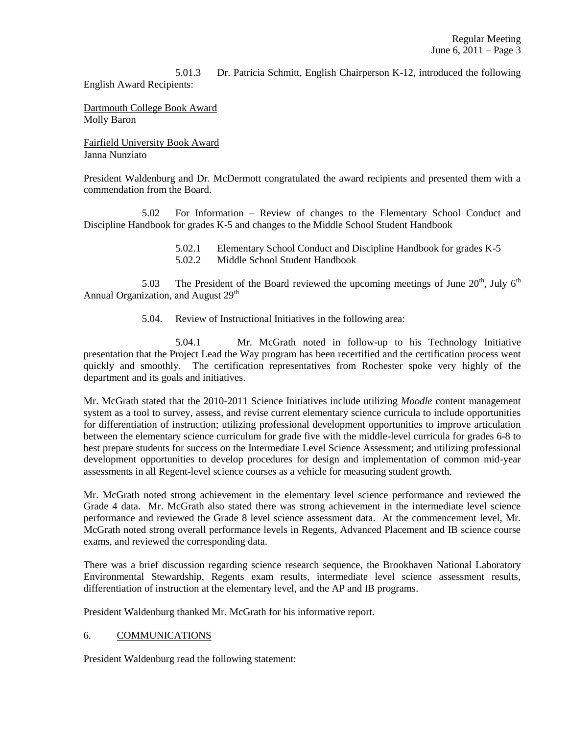5.01.3 Dr. Patricia Schmitt, English Chairperson K-12, introduced the following English Award Recipients:

Dartmouth College Book Award
Molly Baron

Fairfield University Book Award
Janna Nunziato

President Waldenburg and Dr. McDermott congratulated the award recipients and presented them with a commendation from the Board.

5.02 For Information – Review of changes to the Elementary School Conduct and Discipline Handbook for grades K-5 and changes to the Middle School Student Handbook

5.02.1 Elementary School Conduct and Discipline Handbook for grades K-5
5.02.2 Middle School Student Handbook

5.03 The President of the Board reviewed the upcoming meetings of June 20th, July 6th Annual Organization, and August 29th

5.04. Review of Instructional Initiatives in the following area:

5.04.1 Mr. McGrath noted in follow-up to his Technology Initiative presentation that the Project Lead the Way program has been recertified and the certification process went quickly and smoothly. The certification representatives from Rochester spoke very highly of the department and its goals and initiatives.

Mr. McGrath stated that the 2010-2011 Science Initiatives include utilizing *Moodle* content management system as a tool to survey, assess, and revise current elementary science curricula to include opportunities for differentiation of instruction; utilizing professional development opportunities to improve articulation between the elementary science curriculum for grade five with the middle-level curricula for grades 6-8 to best prepare students for success on the Intermediate Level Science Assessment; and utilizing professional development opportunities to develop procedures for design and implementation of common mid-year assessments in all Regent-level science courses as a vehicle for measuring student growth.

Mr. McGrath noted strong achievement in the elementary level science performance and reviewed the Grade 4 data. Mr. McGrath also stated there was strong achievement in the intermediate level science performance and reviewed the Grade 8 level science assessment data. At the commencement level, Mr. McGrath noted strong overall performance levels in Regents, Advanced Placement and IB science course exams, and reviewed the corresponding data.

There was a brief discussion regarding science research sequence, the Brookhaven National Laboratory Environmental Stewardship, Regents exam results, intermediate level science assessment results, differentiation of instruction at the elementary level, and the AP and IB programs.

President Waldenburg thanked Mr. McGrath for his informative report.

## 6. COMMUNICATIONS

President Waldenburg read the following statement: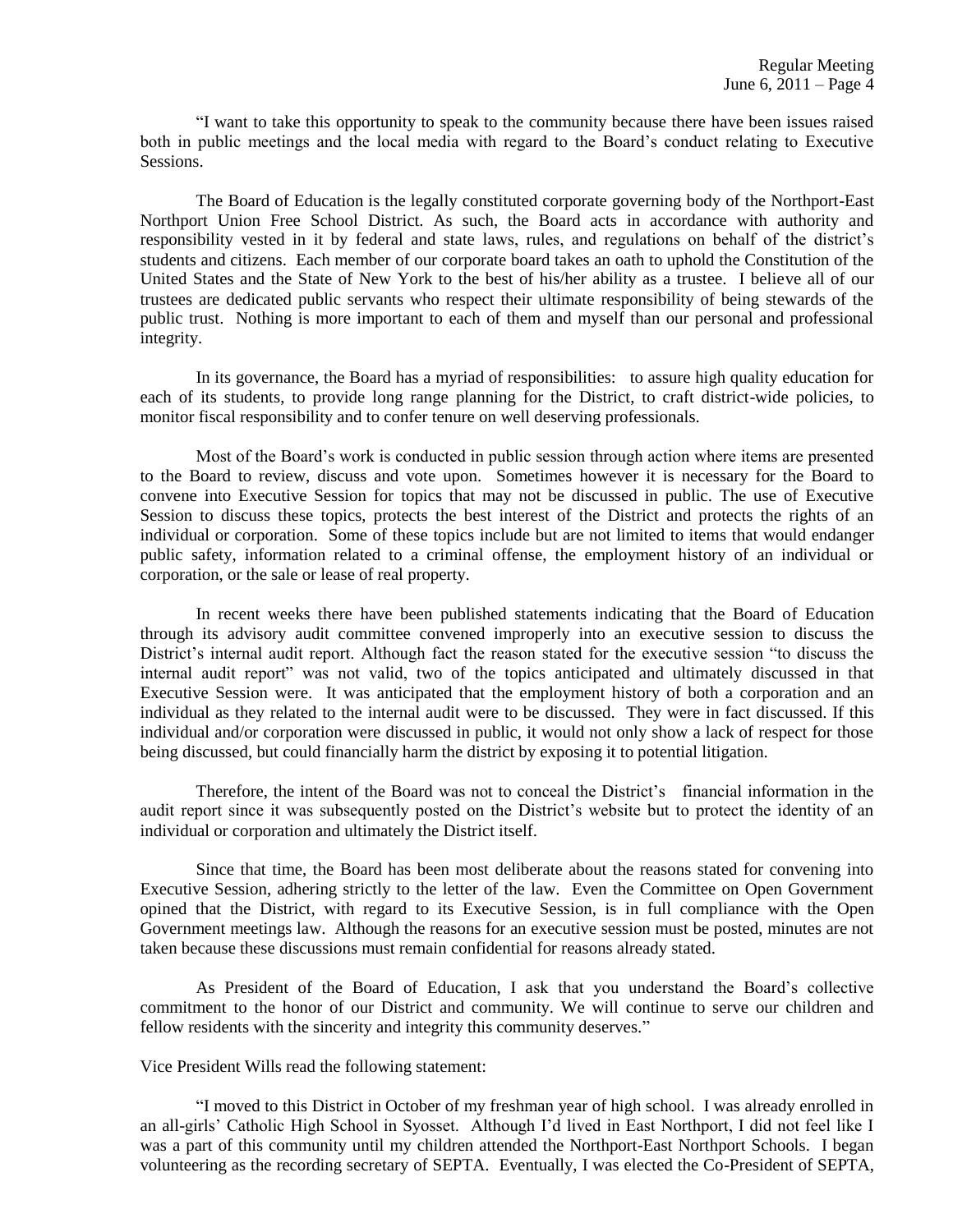"I want to take this opportunity to speak to the community because there have been issues raised both in public meetings and the local media with regard to the Board's conduct relating to Executive Sessions.

The Board of Education is the legally constituted corporate governing body of the Northport-East Northport Union Free School District. As such, the Board acts in accordance with authority and responsibility vested in it by federal and state laws, rules, and regulations on behalf of the district's students and citizens. Each member of our corporate board takes an oath to uphold the Constitution of the United States and the State of New York to the best of his/her ability as a trustee. I believe all of our trustees are dedicated public servants who respect their ultimate responsibility of being stewards of the public trust. Nothing is more important to each of them and myself than our personal and professional integrity.

In its governance, the Board has a myriad of responsibilities: to assure high quality education for each of its students, to provide long range planning for the District, to craft district-wide policies, to monitor fiscal responsibility and to confer tenure on well deserving professionals.

Most of the Board's work is conducted in public session through action where items are presented to the Board to review, discuss and vote upon. Sometimes however it is necessary for the Board to convene into Executive Session for topics that may not be discussed in public. The use of Executive Session to discuss these topics, protects the best interest of the District and protects the rights of an individual or corporation. Some of these topics include but are not limited to items that would endanger public safety, information related to a criminal offense, the employment history of an individual or corporation, or the sale or lease of real property.

In recent weeks there have been published statements indicating that the Board of Education through its advisory audit committee convened improperly into an executive session to discuss the District's internal audit report. Although fact the reason stated for the executive session "to discuss the internal audit report" was not valid, two of the topics anticipated and ultimately discussed in that Executive Session were. It was anticipated that the employment history of both a corporation and an individual as they related to the internal audit were to be discussed. They were in fact discussed. If this individual and/or corporation were discussed in public, it would not only show a lack of respect for those being discussed, but could financially harm the district by exposing it to potential litigation.

Therefore, the intent of the Board was not to conceal the District's financial information in the audit report since it was subsequently posted on the District's website but to protect the identity of an individual or corporation and ultimately the District itself.

Since that time, the Board has been most deliberate about the reasons stated for convening into Executive Session, adhering strictly to the letter of the law. Even the Committee on Open Government opined that the District, with regard to its Executive Session, is in full compliance with the Open Government meetings law. Although the reasons for an executive session must be posted, minutes are not taken because these discussions must remain confidential for reasons already stated.

As President of the Board of Education, I ask that you understand the Board's collective commitment to the honor of our District and community. We will continue to serve our children and fellow residents with the sincerity and integrity this community deserves."

Vice President Wills read the following statement:

"I moved to this District in October of my freshman year of high school. I was already enrolled in an all-girls' Catholic High School in Syosset. Although I'd lived in East Northport, I did not feel like I was a part of this community until my children attended the Northport-East Northport Schools. I began volunteering as the recording secretary of SEPTA. Eventually, I was elected the Co-President of SEPTA,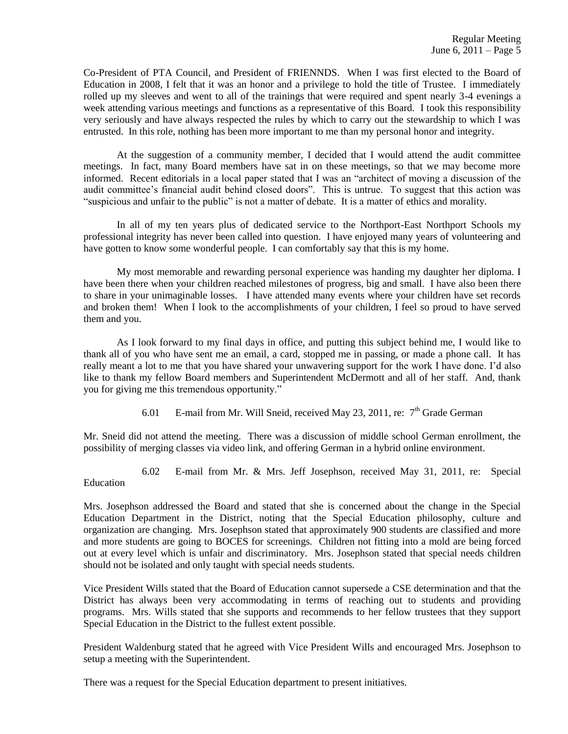Co-President of PTA Council, and President of FRIENNDS. When I was first elected to the Board of Education in 2008, I felt that it was an honor and a privilege to hold the title of Trustee. I immediately rolled up my sleeves and went to all of the trainings that were required and spent nearly 3-4 evenings a week attending various meetings and functions as a representative of this Board. I took this responsibility very seriously and have always respected the rules by which to carry out the stewardship to which I was entrusted. In this role, nothing has been more important to me than my personal honor and integrity.

At the suggestion of a community member, I decided that I would attend the audit committee meetings. In fact, many Board members have sat in on these meetings, so that we may become more informed. Recent editorials in a local paper stated that I was an "architect of moving a discussion of the audit committee's financial audit behind closed doors". This is untrue. To suggest that this action was "suspicious and unfair to the public" is not a matter of debate. It is a matter of ethics and morality.

In all of my ten years plus of dedicated service to the Northport-East Northport Schools my professional integrity has never been called into question. I have enjoyed many years of volunteering and have gotten to know some wonderful people. I can comfortably say that this is my home.

My most memorable and rewarding personal experience was handing my daughter her diploma. I have been there when your children reached milestones of progress, big and small. I have also been there to share in your unimaginable losses. I have attended many events where your children have set records and broken them! When I look to the accomplishments of your children, I feel so proud to have served them and you.

As I look forward to my final days in office, and putting this subject behind me, I would like to thank all of you who have sent me an email, a card, stopped me in passing, or made a phone call. It has really meant a lot to me that you have shared your unwavering support for the work I have done. I'd also like to thank my fellow Board members and Superintendent McDermott and all of her staff. And, thank you for giving me this tremendous opportunity."

6.01 E-mail from Mr. Will Sneid, received May 23, 2011, re: 7th Grade German

Mr. Sneid did not attend the meeting. There was a discussion of middle school German enrollment, the possibility of merging classes via video link, and offering German in a hybrid online environment.

6.02 E-mail from Mr. & Mrs. Jeff Josephson, received May 31, 2011, re: Special Education

Mrs. Josephson addressed the Board and stated that she is concerned about the change in the Special Education Department in the District, noting that the Special Education philosophy, culture and organization are changing. Mrs. Josephson stated that approximately 900 students are classified and more and more students are going to BOCES for screenings. Children not fitting into a mold are being forced out at every level which is unfair and discriminatory. Mrs. Josephson stated that special needs children should not be isolated and only taught with special needs students.

Vice President Wills stated that the Board of Education cannot supersede a CSE determination and that the District has always been very accommodating in terms of reaching out to students and providing programs. Mrs. Wills stated that she supports and recommends to her fellow trustees that they support Special Education in the District to the fullest extent possible.

President Waldenburg stated that he agreed with Vice President Wills and encouraged Mrs. Josephson to setup a meeting with the Superintendent.

There was a request for the Special Education department to present initiatives.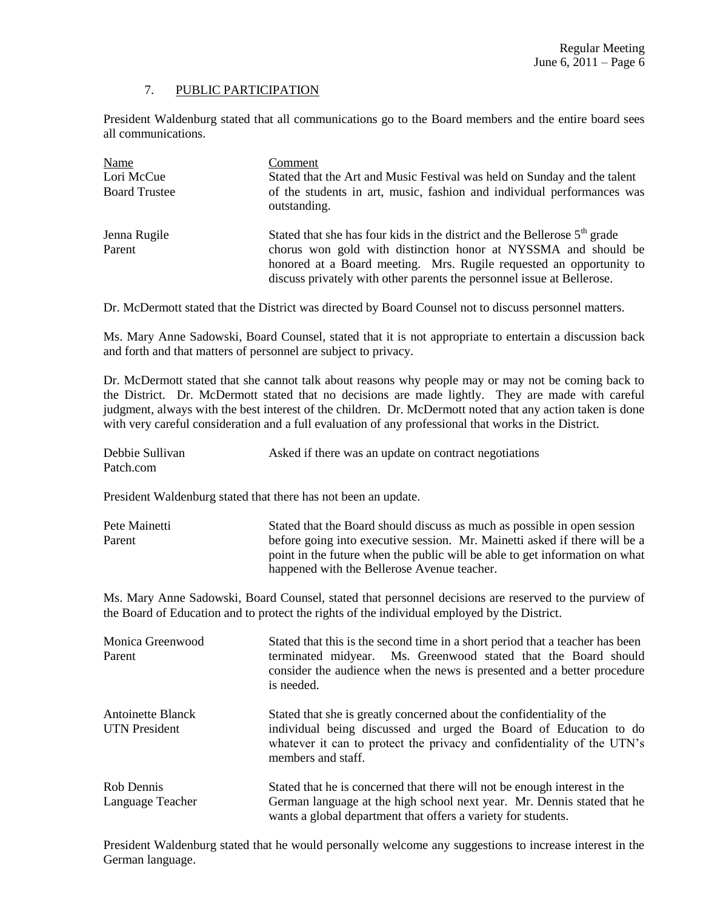## 7. PUBLIC PARTICIPATION

President Waldenburg stated that all communications go to the Board members and the entire board sees all communications.

| Name | Comment |
|---|---|
| Lori McCue<br>Board Trustee | Stated that the Art and Music Festival was held on Sunday and the talent of the students in art, music, fashion and individual performances was outstanding. |
| Jenna Rugile<br>Parent | Stated that she has four kids in the district and the Bellerose 5th grade chorus won gold with distinction honor at NYSSMA and should be honored at a Board meeting. Mrs. Rugile requested an opportunity to discuss privately with other parents the personnel issue at Bellerose. |

Dr. McDermott stated that the District was directed by Board Counsel not to discuss personnel matters.

Ms. Mary Anne Sadowski, Board Counsel, stated that it is not appropriate to entertain a discussion back and forth and that matters of personnel are subject to privacy.

Dr. McDermott stated that she cannot talk about reasons why people may or may not be coming back to the District. Dr. McDermott stated that no decisions are made lightly. They are made with careful judgment, always with the best interest of the children. Dr. McDermott noted that any action taken is done with very careful consideration and a full evaluation of any professional that works in the District.

| | |
|---|---|
| Debbie Sullivan<br>Patch.com | Asked if there was an update on contract negotiations |

President Waldenburg stated that there has not been an update.

| | |
|---|---|
| Pete Mainetti<br>Parent | Stated that the Board should discuss as much as possible in open session before going into executive session. Mr. Mainetti asked if there will be a point in the future when the public will be able to get information on what happened with the Bellerose Avenue teacher. |

Ms. Mary Anne Sadowski, Board Counsel, stated that personnel decisions are reserved to the purview of the Board of Education and to protect the rights of the individual employed by the District.

| | |
|---|---|
| Monica Greenwood<br>Parent | Stated that this is the second time in a short period that a teacher has been terminated midyear. Ms. Greenwood stated that the Board should consider the audience when the news is presented and a better procedure is needed. |
| Antoinette Blanck<br>UTN President | Stated that she is greatly concerned about the confidentiality of the individual being discussed and urged the Board of Education to do whatever it can to protect the privacy and confidentiality of the UTN's members and staff. |
| Rob Dennis<br>Language Teacher | Stated that he is concerned that there will not be enough interest in the German language at the high school next year. Mr. Dennis stated that he wants a global department that offers a variety for students. |

President Waldenburg stated that he would personally welcome any suggestions to increase interest in the German language.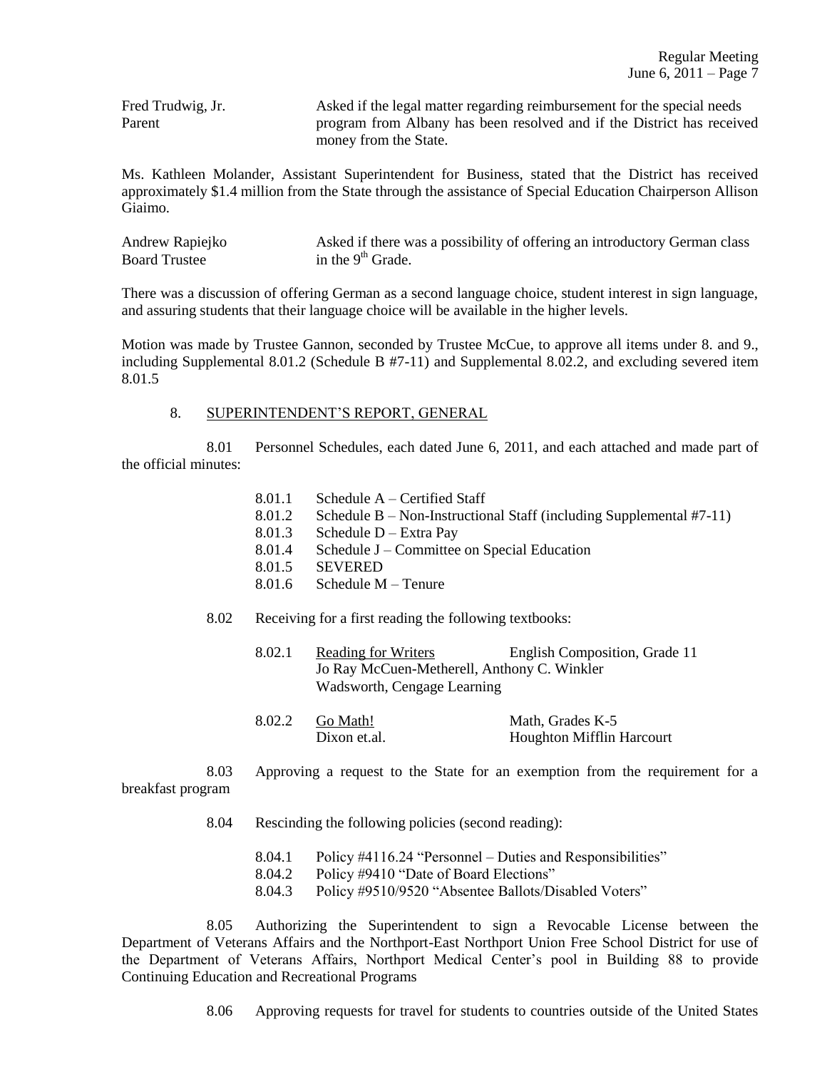| | |
|---|---|
| Fred Trudwig, Jr.<br>Parent | Asked if the legal matter regarding reimbursement for the special needs program from Albany has been resolved and if the District has received money from the State. |

Ms. Kathleen Molander, Assistant Superintendent for Business, stated that the District has received approximately $1.4 million from the State through the assistance of Special Education Chairperson Allison Giaimo.

| | |
|---|---|
| Andrew Rapiejko<br>Board Trustee | Asked if there was a possibility of offering an introductory German class in the 9th Grade. |

There was a discussion of offering German as a second language choice, student interest in sign language, and assuring students that their language choice will be available in the higher levels.

Motion was made by Trustee Gannon, seconded by Trustee McCue, to approve all items under 8. and 9., including Supplemental 8.01.2 (Schedule B #7-11) and Supplemental 8.02.2, and excluding severed item 8.01.5

8. SUPERINTENDENT'S REPORT, GENERAL

8.01 Personnel Schedules, each dated June 6, 2011, and each attached and made part of the official minutes:

- 8.01.1 Schedule A – Certified Staff
- 8.01.2 Schedule B – Non-Instructional Staff (including Supplemental #7-11)
- 8.01.3 Schedule D – Extra Pay
- 8.01.4 Schedule J – Committee on Special Education
- 8.01.5 SEVERED
- 8.01.6 Schedule M – Tenure

8.02 Receiving for a first reading the following textbooks:

8.02.1 Reading for Writers — English Composition, Grade 11
Jo Ray McCuen-Metherell, Anthony C. Winkler
Wadsworth, Cengage Learning

8.02.2 Go Math! — Math, Grades K-5
Dixon et.al. — Houghton Mifflin Harcourt

8.03 Approving a request to the State for an exemption from the requirement for a breakfast program

8.04 Rescinding the following policies (second reading):

- 8.04.1 Policy #4116.24 "Personnel – Duties and Responsibilities"
- 8.04.2 Policy #9410 "Date of Board Elections"
- 8.04.3 Policy #9510/9520 "Absentee Ballots/Disabled Voters"

8.05 Authorizing the Superintendent to sign a Revocable License between the Department of Veterans Affairs and the Northport-East Northport Union Free School District for use of the Department of Veterans Affairs, Northport Medical Center's pool in Building 88 to provide Continuing Education and Recreational Programs

8.06 Approving requests for travel for students to countries outside of the United States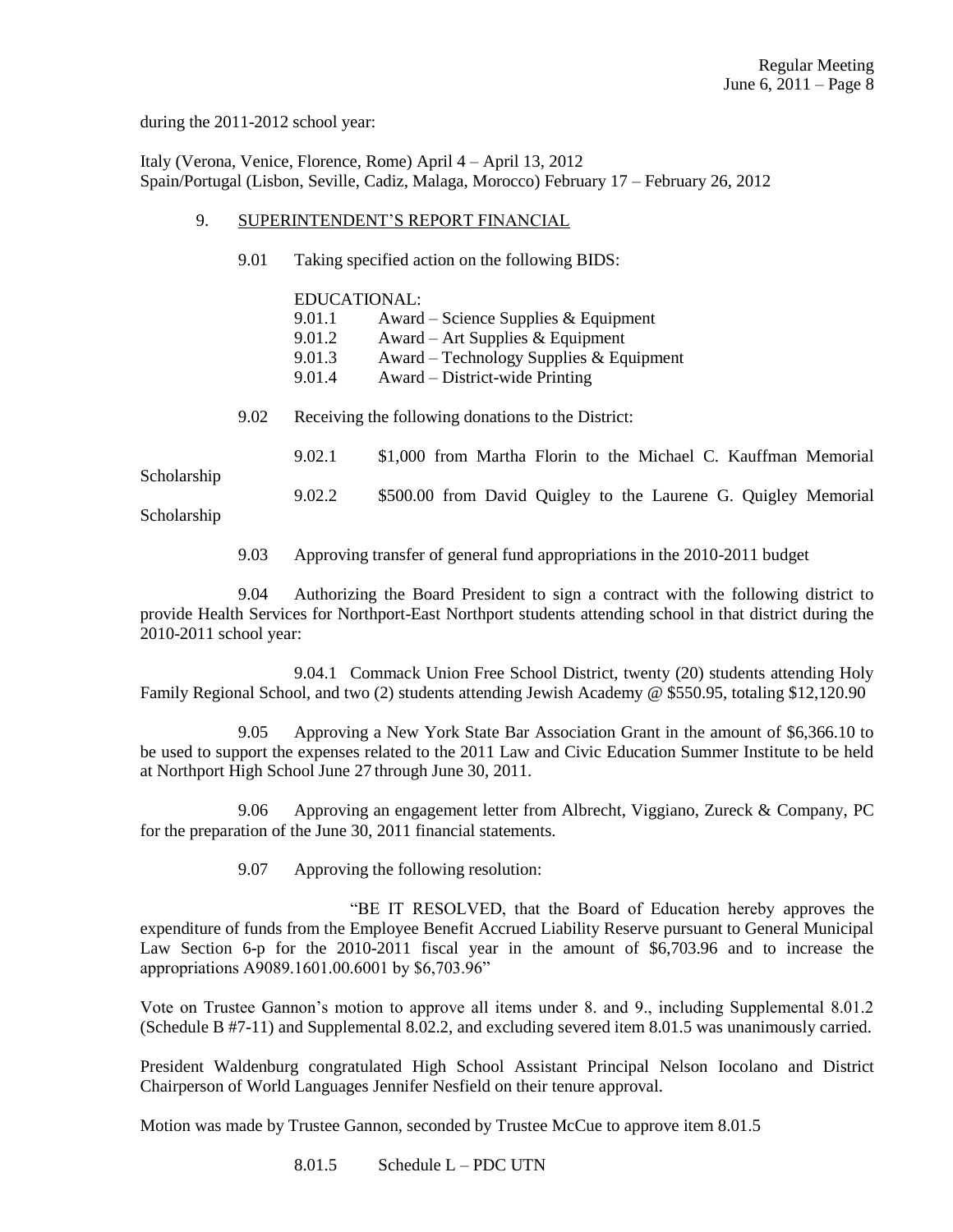during the 2011-2012 school year:

Italy (Verona, Venice, Florence, Rome) April 4 – April 13, 2012
Spain/Portugal (Lisbon, Seville, Cadiz, Malaga, Morocco) February 17 – February 26, 2012

9. SUPERINTENDENT'S REPORT FINANCIAL

9.01 Taking specified action on the following BIDS:

EDUCATIONAL:
9.01.1 Award – Science Supplies & Equipment
9.01.2 Award – Art Supplies & Equipment
9.01.3 Award – Technology Supplies & Equipment
9.01.4 Award – District-wide Printing

9.02 Receiving the following donations to the District:

9.02.1 $1,000 from Martha Florin to the Michael C. Kauffman Memorial Scholarship

9.02.2 $500.00 from David Quigley to the Laurene G. Quigley Memorial Scholarship

9.03 Approving transfer of general fund appropriations in the 2010-2011 budget

9.04 Authorizing the Board President to sign a contract with the following district to provide Health Services for Northport-East Northport students attending school in that district during the 2010-2011 school year:

9.04.1 Commack Union Free School District, twenty (20) students attending Holy Family Regional School, and two (2) students attending Jewish Academy @ $550.95, totaling $12,120.90

9.05 Approving a New York State Bar Association Grant in the amount of $6,366.10 to be used to support the expenses related to the 2011 Law and Civic Education Summer Institute to be held at Northport High School June 27 through June 30, 2011.

9.06 Approving an engagement letter from Albrecht, Viggiano, Zureck & Company, PC for the preparation of the June 30, 2011 financial statements.

9.07 Approving the following resolution:

"BE IT RESOLVED, that the Board of Education hereby approves the expenditure of funds from the Employee Benefit Accrued Liability Reserve pursuant to General Municipal Law Section 6-p for the 2010-2011 fiscal year in the amount of $6,703.96 and to increase the appropriations A9089.1601.00.6001 by $6,703.96"

Vote on Trustee Gannon's motion to approve all items under 8. and 9., including Supplemental 8.01.2 (Schedule B #7-11) and Supplemental 8.02.2, and excluding severed item 8.01.5 was unanimously carried.

President Waldenburg congratulated High School Assistant Principal Nelson Iocolano and District Chairperson of World Languages Jennifer Nesfield on their tenure approval.

Motion was made by Trustee Gannon, seconded by Trustee McCue to approve item 8.01.5

8.01.5 Schedule L – PDC UTN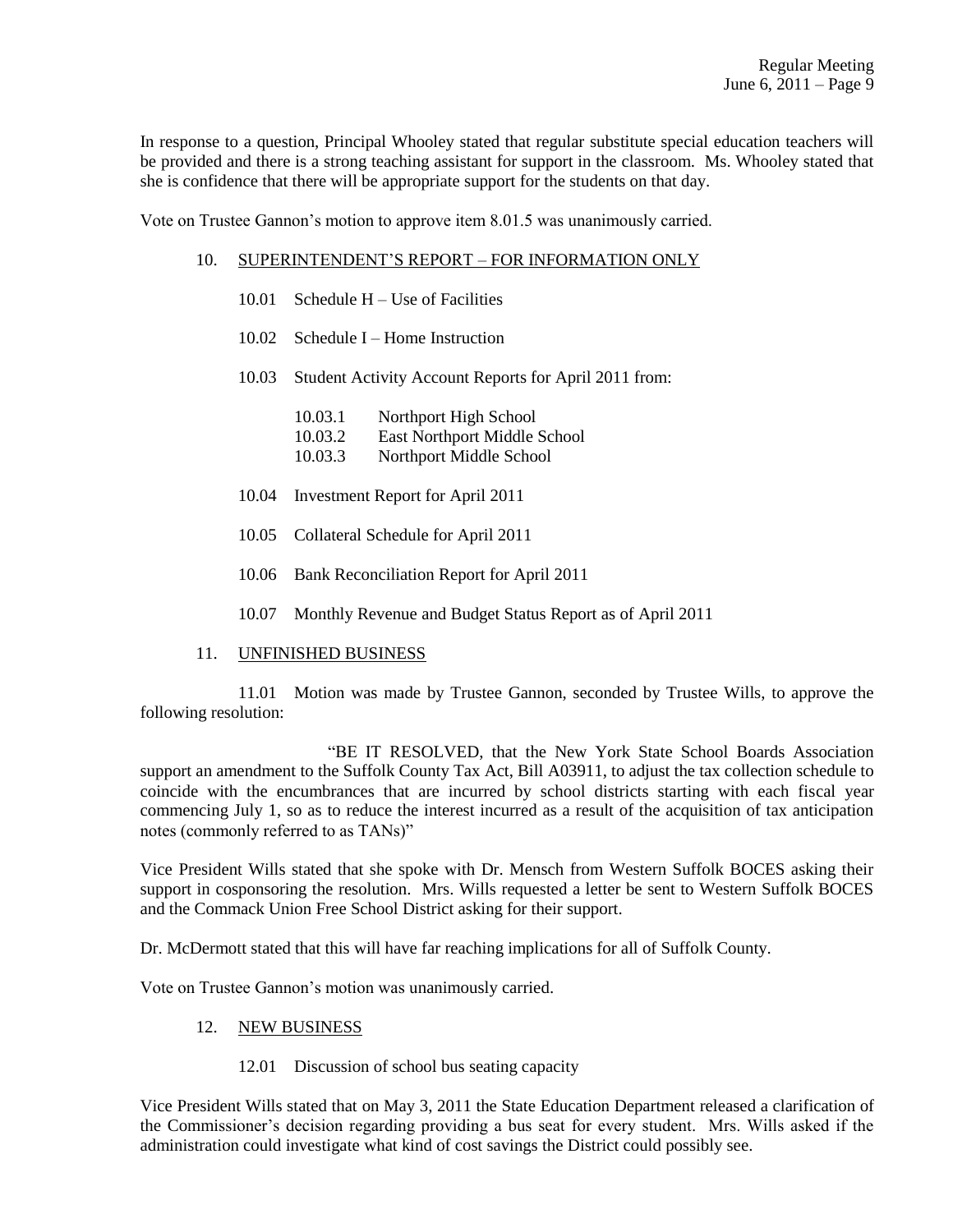In response to a question, Principal Whooley stated that regular substitute special education teachers will be provided and there is a strong teaching assistant for support in the classroom. Ms. Whooley stated that she is confidence that there will be appropriate support for the students on that day.

Vote on Trustee Gannon's motion to approve item 8.01.5 was unanimously carried.

10. SUPERINTENDENT'S REPORT – FOR INFORMATION ONLY

    10.01 Schedule H – Use of Facilities

    10.02 Schedule I – Home Instruction

    10.03 Student Activity Account Reports for April 2011 from:

        10.03.1 Northport High School
        10.03.2 East Northport Middle School
        10.03.3 Northport Middle School

    10.04 Investment Report for April 2011

    10.05 Collateral Schedule for April 2011

    10.06 Bank Reconciliation Report for April 2011

    10.07 Monthly Revenue and Budget Status Report as of April 2011

11. UNFINISHED BUSINESS

11.01 Motion was made by Trustee Gannon, seconded by Trustee Wills, to approve the following resolution:

"BE IT RESOLVED, that the New York State School Boards Association support an amendment to the Suffolk County Tax Act, Bill A03911, to adjust the tax collection schedule to coincide with the encumbrances that are incurred by school districts starting with each fiscal year commencing July 1, so as to reduce the interest incurred as a result of the acquisition of tax anticipation notes (commonly referred to as TANs)"

Vice President Wills stated that she spoke with Dr. Mensch from Western Suffolk BOCES asking their support in cosponsoring the resolution. Mrs. Wills requested a letter be sent to Western Suffolk BOCES and the Commack Union Free School District asking for their support.

Dr. McDermott stated that this will have far reaching implications for all of Suffolk County.

Vote on Trustee Gannon's motion was unanimously carried.

12. NEW BUSINESS

    12.01 Discussion of school bus seating capacity

Vice President Wills stated that on May 3, 2011 the State Education Department released a clarification of the Commissioner's decision regarding providing a bus seat for every student. Mrs. Wills asked if the administration could investigate what kind of cost savings the District could possibly see.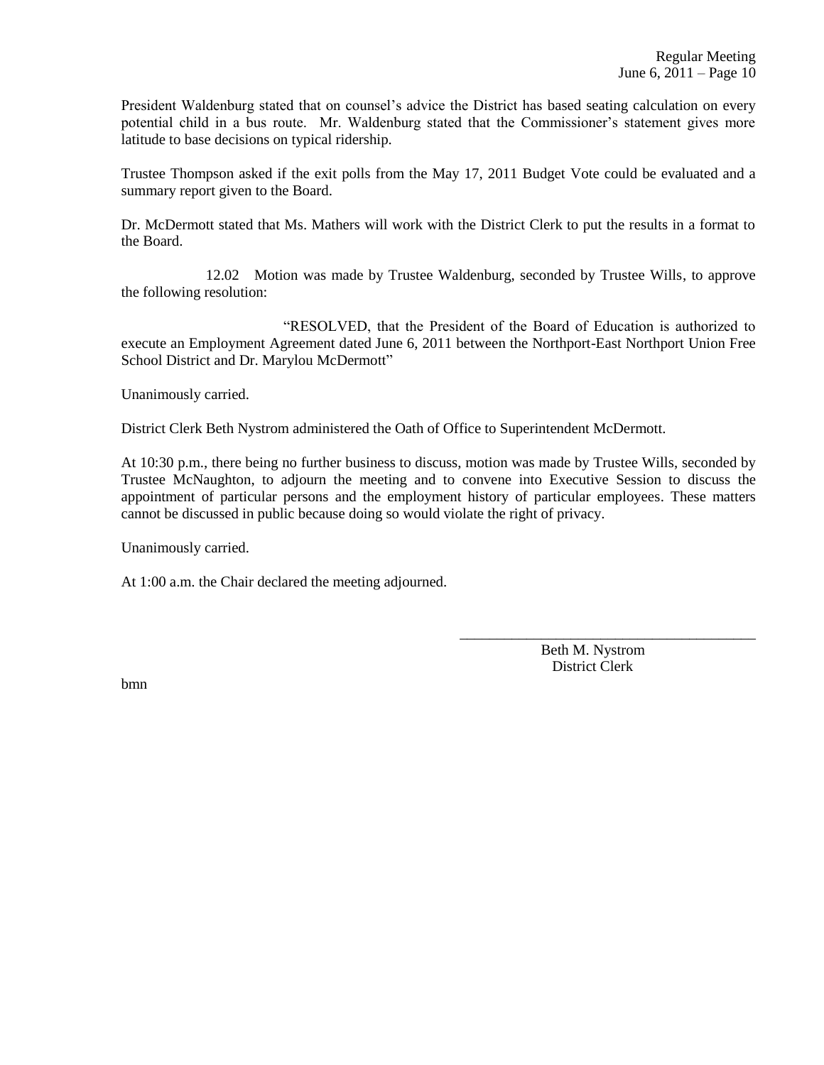President Waldenburg stated that on counsel's advice the District has based seating calculation on every potential child in a bus route. Mr. Waldenburg stated that the Commissioner's statement gives more latitude to base decisions on typical ridership.

Trustee Thompson asked if the exit polls from the May 17, 2011 Budget Vote could be evaluated and a summary report given to the Board.

Dr. McDermott stated that Ms. Mathers will work with the District Clerk to put the results in a format to the Board.

12.02 Motion was made by Trustee Waldenburg, seconded by Trustee Wills, to approve the following resolution:

"RESOLVED, that the President of the Board of Education is authorized to execute an Employment Agreement dated June 6, 2011 between the Northport-East Northport Union Free School District and Dr. Marylou McDermott"

Unanimously carried.

District Clerk Beth Nystrom administered the Oath of Office to Superintendent McDermott.

At 10:30 p.m., there being no further business to discuss, motion was made by Trustee Wills, seconded by Trustee McNaughton, to adjourn the meeting and to convene into Executive Session to discuss the appointment of particular persons and the employment history of particular employees. These matters cannot be discussed in public because doing so would violate the right of privacy.

Unanimously carried.

At 1:00 a.m. the Chair declared the meeting adjourned.

\_\_\_\_\_\_\_\_\_\_\_\_\_\_\_\_\_\_\_\_\_\_\_\_\_\_\_\_\_\_\_\_\_\_\_\_\_\_\_\_

Beth M. Nystrom
District Clerk

bmn